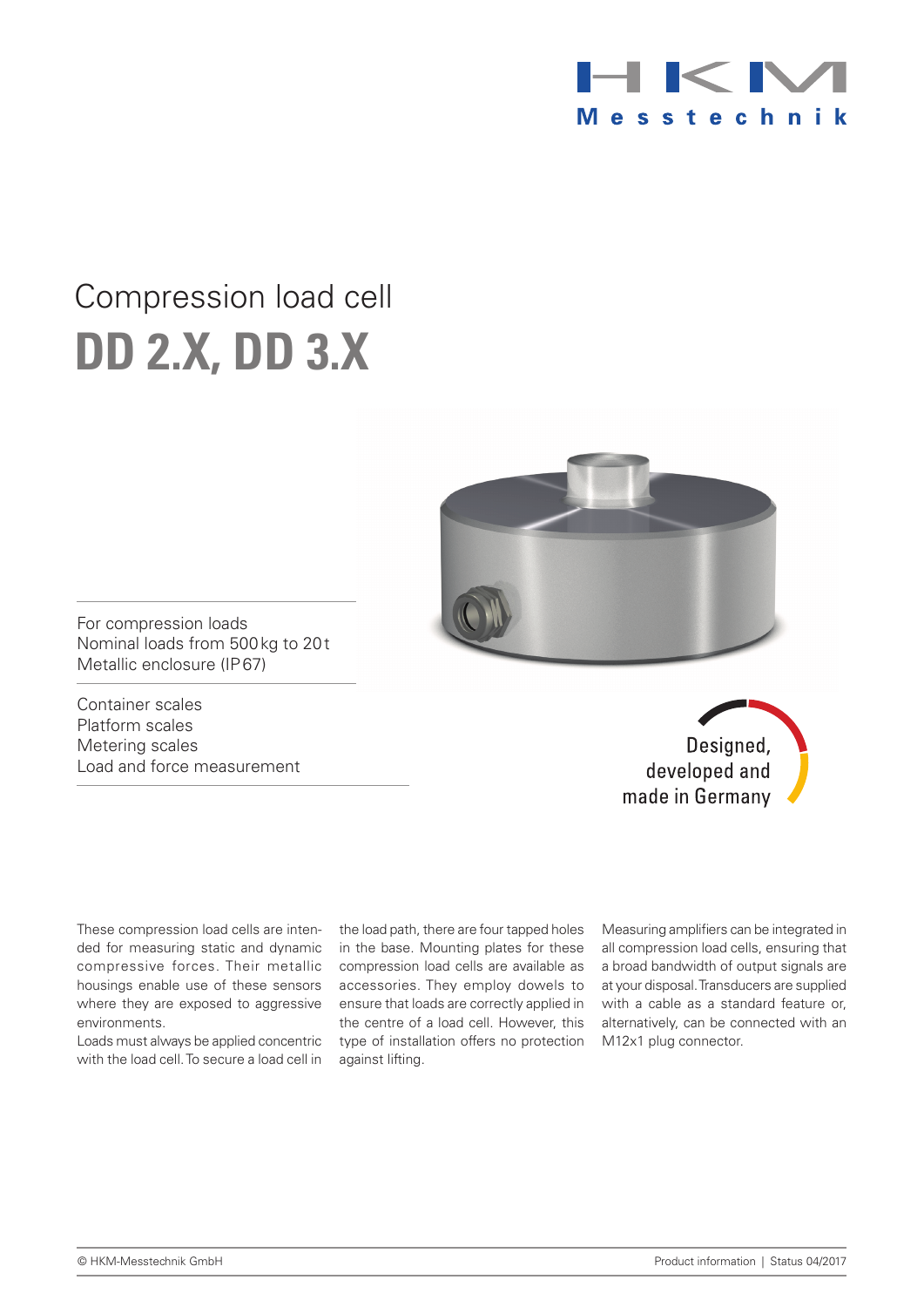# Compression load cell

# DD 2.X, DD 3.X

For compression loads
Nominal loads from 500 kg to 20 t
Metallic enclosure (IP 67)

Container scales
Platform scales
Metering scales
Load and force measurement

Designed, developed and made in Germany

These compression load cells are intended for measuring static and dynamic compressive forces. Their metallic housings enable use of these sensors where they are exposed to aggressive environments.

Loads must always be applied concentric with the load cell. To secure a load cell in the load path, there are four tapped holes in the base. Mounting plates for these compression load cells are available as accessories. They employ dowels to ensure that loads are correctly applied in the centre of a load cell. However, this type of installation offers no protection against lifting.

Measuring amplifiers can be integrated in all compression load cells, ensuring that a broad bandwidth of output signals are at your disposal. Transducers are supplied with a cable as a standard feature or, alternatively, can be connected with an M12x1 plug connector.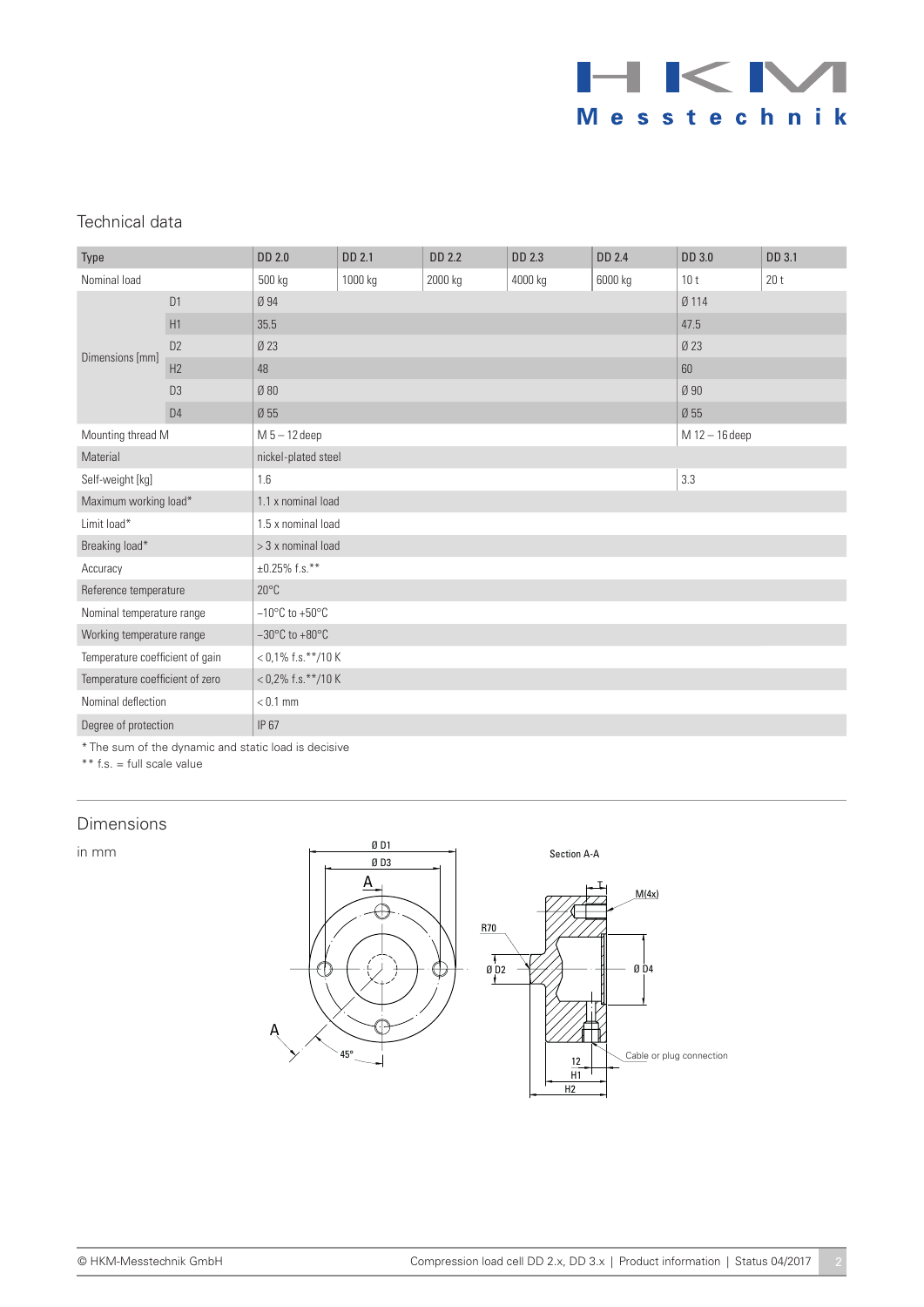## Technical data

| Type | | DD 2.0 | DD 2.1 | DD 2.2 | DD 2.3 | DD 2.4 | DD 3.0 | DD 3.1 |
|---|---|---|---|---|---|---|---|---|
| Nominal load | | 500 kg | 1000 kg | 2000 kg | 4000 kg | 6000 kg | 10 t | 20 t |
| Dimensions [mm] | D1 | Ø 94 | | | | | Ø 114 | |
| | H1 | 35.5 | | | | | 47.5 | |
| | D2 | Ø 23 | | | | | Ø 23 | |
| | H2 | 48 | | | | | 60 | |
| | D3 | Ø 80 | | | | | Ø 90 | |
| | D4 | Ø 55 | | | | | Ø 55 | |
| Mounting thread M | | M 5 – 12 deep | | | | | M 12 – 16 deep | |
| Material | | nickel-plated steel | | | | | | |
| Self-weight [kg] | | 1.6 | | | | | 3.3 | |
| Maximum working load* | | 1.1 x nominal load | | | | | | |
| Limit load* | | 1.5 x nominal load | | | | | | |
| Breaking load* | | > 3 x nominal load | | | | | | |
| Accuracy | | ±0.25% f.s.** | | | | | | |
| Reference temperature | | 20°C | | | | | | |
| Nominal temperature range | | –10°C to +50°C | | | | | | |
| Working temperature range | | –30°C to +80°C | | | | | | |
| Temperature coefficient of gain | | < 0,1% f.s.**/10 K | | | | | | |
| Temperature coefficient of zero | | < 0,2% f.s.**/10 K | | | | | | |
| Nominal deflection | | < 0.1 mm | | | | | | |
| Degree of protection | | IP 67 | | | | | | |

\* The sum of the dynamic and static load is decisive

\*\* f.s. = full scale value

## Dimensions

in mm

Ø D1, Ø D3, A, 45°, Section A-A, M(4x), R70, Ø D2, Ø D4, 12, H1, H2, Cable or plug connection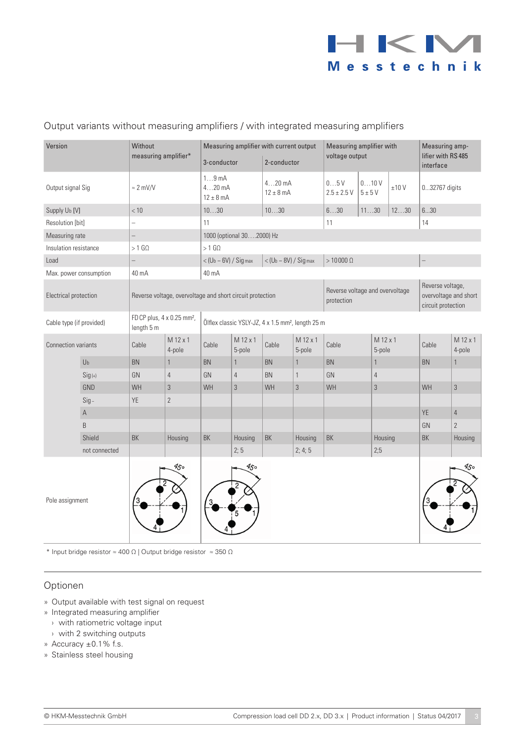## Output variants without measuring amplifiers / with integrated measuring amplifiers

| Version | | Without measuring amplifier* | | Measuring amplifier with current output | | | | Measuring amplifier with voltage output | | | Measuring amplifier with RS 485 interface | |
|---|---|---|---|---|---|---|---|---|---|---|---|---|
| | | | | 3-conductor | | 2-conductor | | | | | | |
| Output signal Sig | | ≈ 2 mV/V | | 1…9 mA<br>4…20 mA<br>12 ± 8 mA | | 4…20 mA<br>12 ± 8 mA | | 0…5 V<br>2.5 ± 2.5 V | 0…10 V<br>5 ± 5 V | ±10 V | 0...32767 digits | |
| Supply $U_b$ [V] | | < 10 | | 10…30 | | 10…30 | | 6…30 | 11…30 | 12…30 | 6…30 | |
| Resolution [bit] | | – | | 11 | | | | 11 | | | 14 | |
| Measuring rate | | – | | 1000 (optional 30….2000) Hz | | | | | | | | |
| Insulation resistance | | > 1 GΩ | | > 1 GΩ | | | | | | | | |
| Load | | – | | < ($U_b$ – 6V) / $Sig_{max}$ | | < ($U_b$ – 8V) / $Sig_{max}$ | | > 10 000 Ω | | | – | |
| Max. power consumption | | 40 mA | | 40 mA | | | | | | | | |
| Electrical protection | | Reverse voltage, overvoltage and short circuit protection | | | | | | Reverse voltage and overvoltage protection | | | Reverse voltage, overvoltage and short circuit protection | |
| Cable type (if provided) | | FD CP plus, 4 x 0.25 mm², length 5 m | | Ölflex classic YSLY-JZ, 4 x 1.5 mm², length 25 m | | | | | | | | |
| Connection variants | | Cable | M 12 x 1 4-pole | Cable | M 12 x 1 5-pole | Cable | M 12 x 1 5-pole | Cable | M 12 x 1 5-pole | | Cable | M 12 x 1 4-pole |
| | $U_b$ | BN | 1 | BN | 1 | BN | 1 | BN | 1 | | BN | 1 |
| | $Sig_{(+)}$ | GN | 4 | GN | 4 | BN | 1 | GN | 4 | | | |
| | GND | WH | 3 | WH | 3 | WH | 3 | WH | 3 | | WH | 3 |
| | $Sig_-$ | YE | 2 | | | | | | | | | |
| | A | | | | | | | | | | YE | 4 |
| | B | | | | | | | | | | GN | 2 |
| | Shield | BK | Housing | BK | Housing | BK | Housing | BK | Housing | | BK | Housing |
| | not connected | | | | 2; 5 | | 2; 4; 5 | | 2;5 | | | |
| Pole assignment | | | | | | | | | | | | |

\* Input bridge resistor ≈ 400 Ω | Output bridge resistor ≈ 350 Ω

## Optionen

» Output available with test signal on request
» Integrated measuring amplifier
  › with ratiometric voltage input
  › with 2 switching outputs
» Accuracy ±0.1% f.s.
» Stainless steel housing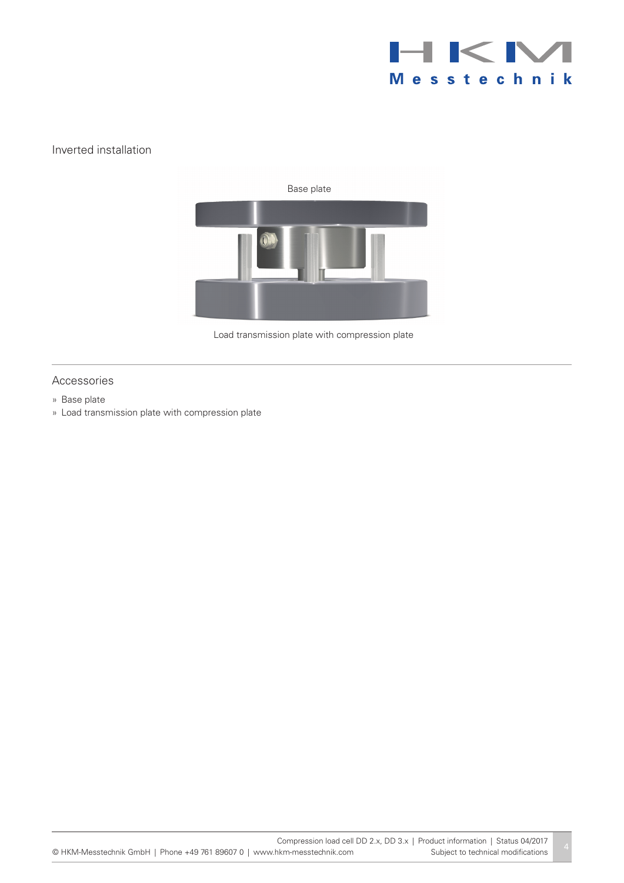## Inverted installation

Base plate

Load transmission plate with compression plate

---

## Accessories

» Base plate
» Load transmission plate with compression plate